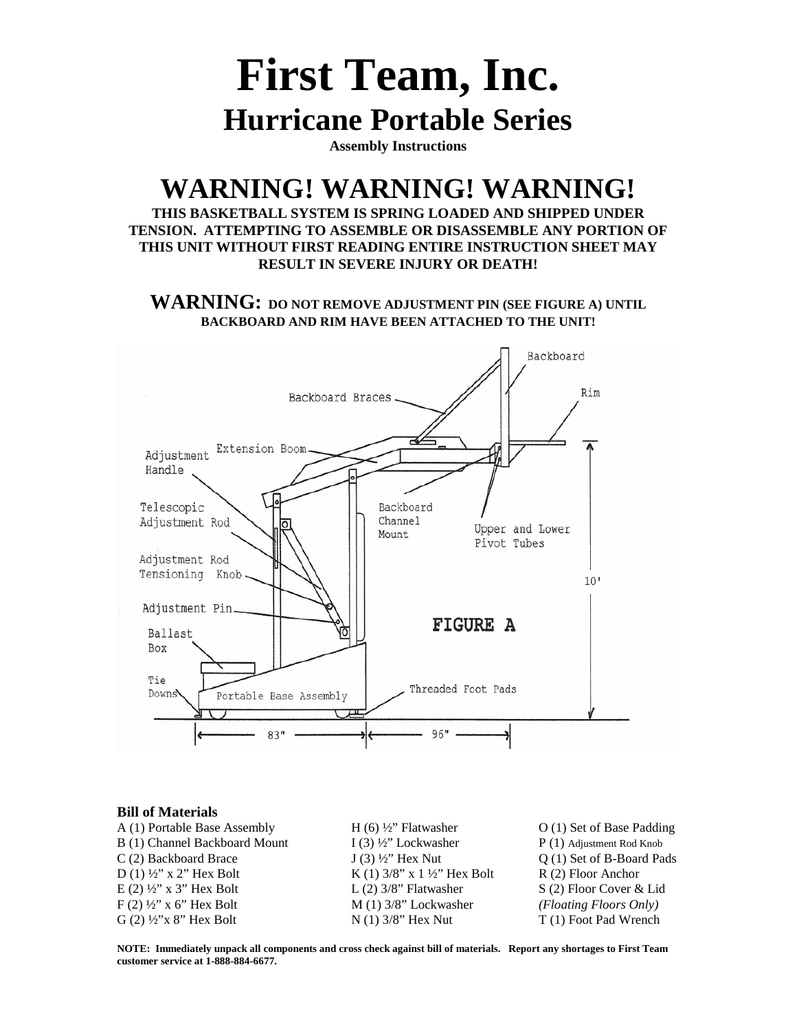# First Team, Inc.

## Hurricane Portable Series

**Assembly Instructions**

# WARNING! WARNING! WARNING!

**THIS BASKETBALL SYSTEM IS SPRING LOADED AND SHIPPED UNDER TENSION. ATTEMPTING TO ASSEMBLE OR DISASSEMBLE ANY PORTION OF THIS UNIT WITHOUT FIRST READING ENTIRE INSTRUCTION SHEET MAY RESULT IN SEVERE INJURY OR DEATH!**

**WARNING: DO NOT REMOVE ADJUSTMENT PIN (SEE FIGURE A) UNTIL BACKBOARD AND RIM HAVE BEEN ATTACHED TO THE UNIT!**

Backboard
Backboard Braces
Rim
Adjustment Handle
Extension Boom
Telescopic Adjustment Rod
Backboard Channel Mount
Upper and Lower Pivot Tubes
Adjustment Rod Tensioning Knob
10'
Adjustment Pin
Ballast Box
Tie Downs
Portable Base Assembly
Threaded Foot Pads
83"
96"

**FIGURE A**

### Bill of Materials

A (1) Portable Base Assembly
B (1) Channel Backboard Mount
C (2) Backboard Brace
D (1) ½" x 2" Hex Bolt
E (2) ½" x 3" Hex Bolt
F (2) ½" x 6" Hex Bolt
G (2) ½"x 8" Hex Bolt
H (6) ½" Flatwasher
I (3) ½" Lockwasher
J (3) ½" Hex Nut
K (1) 3/8" x 1 ½" Hex Bolt
L (2) 3/8" Flatwasher
M (1) 3/8" Lockwasher
N (1) 3/8" Hex Nut
O (1) Set of Base Padding
P (1) Adjustment Rod Knob
Q (1) Set of B-Board Pads
R (2) Floor Anchor
S (2) Floor Cover & Lid
*(Floating Floors Only)*
T (1) Foot Pad Wrench

**NOTE: Immediately unpack all components and cross check against bill of materials. Report any shortages to First Team customer service at 1-888-884-6677.**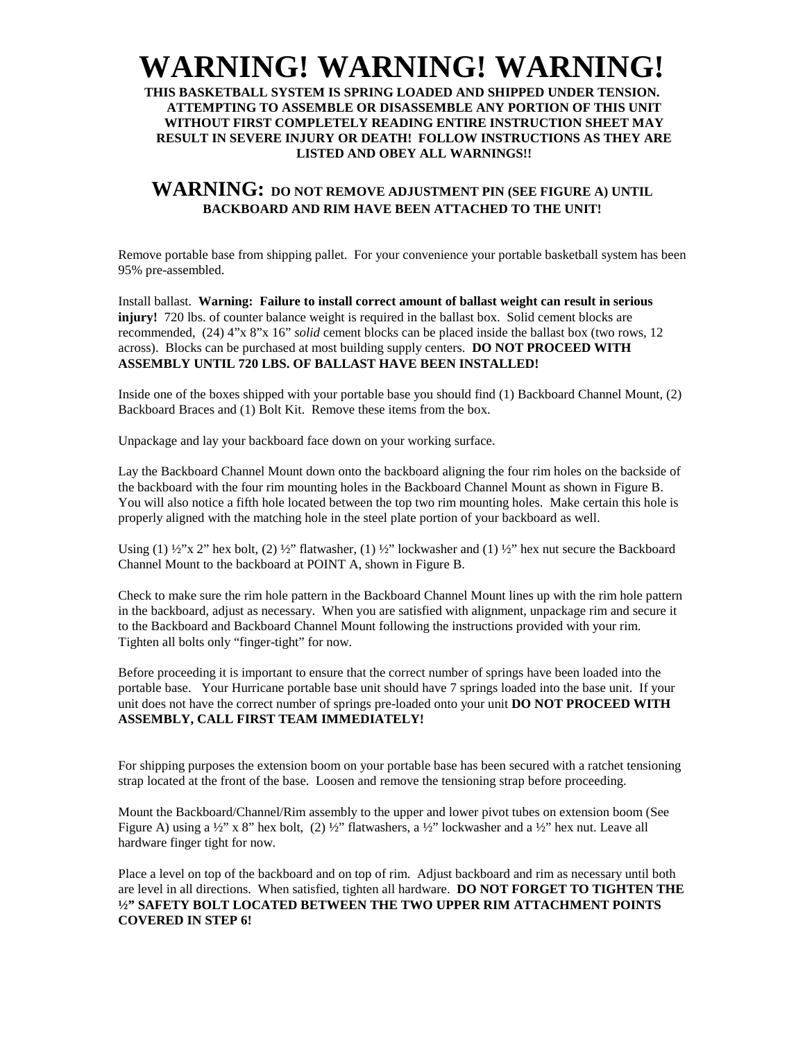# WARNING! WARNING! WARNING!

**THIS BASKETBALL SYSTEM IS SPRING LOADED AND SHIPPED UNDER TENSION. ATTEMPTING TO ASSEMBLE OR DISASSEMBLE ANY PORTION OF THIS UNIT WITHOUT FIRST COMPLETELY READING ENTIRE INSTRUCTION SHEET MAY RESULT IN SEVERE INJURY OR DEATH! FOLLOW INSTRUCTIONS AS THEY ARE LISTED AND OBEY ALL WARNINGS!!**

## WARNING: DO NOT REMOVE ADJUSTMENT PIN (SEE FIGURE A) UNTIL BACKBOARD AND RIM HAVE BEEN ATTACHED TO THE UNIT!

Remove portable base from shipping pallet. For your convenience your portable basketball system has been 95% pre-assembled.

Install ballast. **Warning: Failure to install correct amount of ballast weight can result in serious injury!** 720 lbs. of counter balance weight is required in the ballast box. Solid cement blocks are recommended, (24) 4"x 8"x 16" *solid* cement blocks can be placed inside the ballast box (two rows, 12 across). Blocks can be purchased at most building supply centers. **DO NOT PROCEED WITH ASSEMBLY UNTIL 720 LBS. OF BALLAST HAVE BEEN INSTALLED!**

Inside one of the boxes shipped with your portable base you should find (1) Backboard Channel Mount, (2) Backboard Braces and (1) Bolt Kit. Remove these items from the box.

Unpackage and lay your backboard face down on your working surface.

Lay the Backboard Channel Mount down onto the backboard aligning the four rim holes on the backside of the backboard with the four rim mounting holes in the Backboard Channel Mount as shown in Figure B. You will also notice a fifth hole located between the top two rim mounting holes. Make certain this hole is properly aligned with the matching hole in the steel plate portion of your backboard as well.

Using (1) ½"x 2" hex bolt, (2) ½" flatwasher, (1) ½" lockwasher and (1) ½" hex nut secure the Backboard Channel Mount to the backboard at POINT A, shown in Figure B.

Check to make sure the rim hole pattern in the Backboard Channel Mount lines up with the rim hole pattern in the backboard, adjust as necessary. When you are satisfied with alignment, unpackage rim and secure it to the Backboard and Backboard Channel Mount following the instructions provided with your rim. Tighten all bolts only "finger-tight" for now.

Before proceeding it is important to ensure that the correct number of springs have been loaded into the portable base. Your Hurricane portable base unit should have 7 springs loaded into the base unit. If your unit does not have the correct number of springs pre-loaded onto your unit **DO NOT PROCEED WITH ASSEMBLY, CALL FIRST TEAM IMMEDIATELY!**

For shipping purposes the extension boom on your portable base has been secured with a ratchet tensioning strap located at the front of the base. Loosen and remove the tensioning strap before proceeding.

Mount the Backboard/Channel/Rim assembly to the upper and lower pivot tubes on extension boom (See Figure A) using a ½" x 8" hex bolt, (2) ½" flatwashers, a ½" lockwasher and a ½" hex nut. Leave all hardware finger tight for now.

Place a level on top of the backboard and on top of rim. Adjust backboard and rim as necessary until both are level in all directions. When satisfied, tighten all hardware. **DO NOT FORGET TO TIGHTEN THE ½" SAFETY BOLT LOCATED BETWEEN THE TWO UPPER RIM ATTACHMENT POINTS COVERED IN STEP 6!**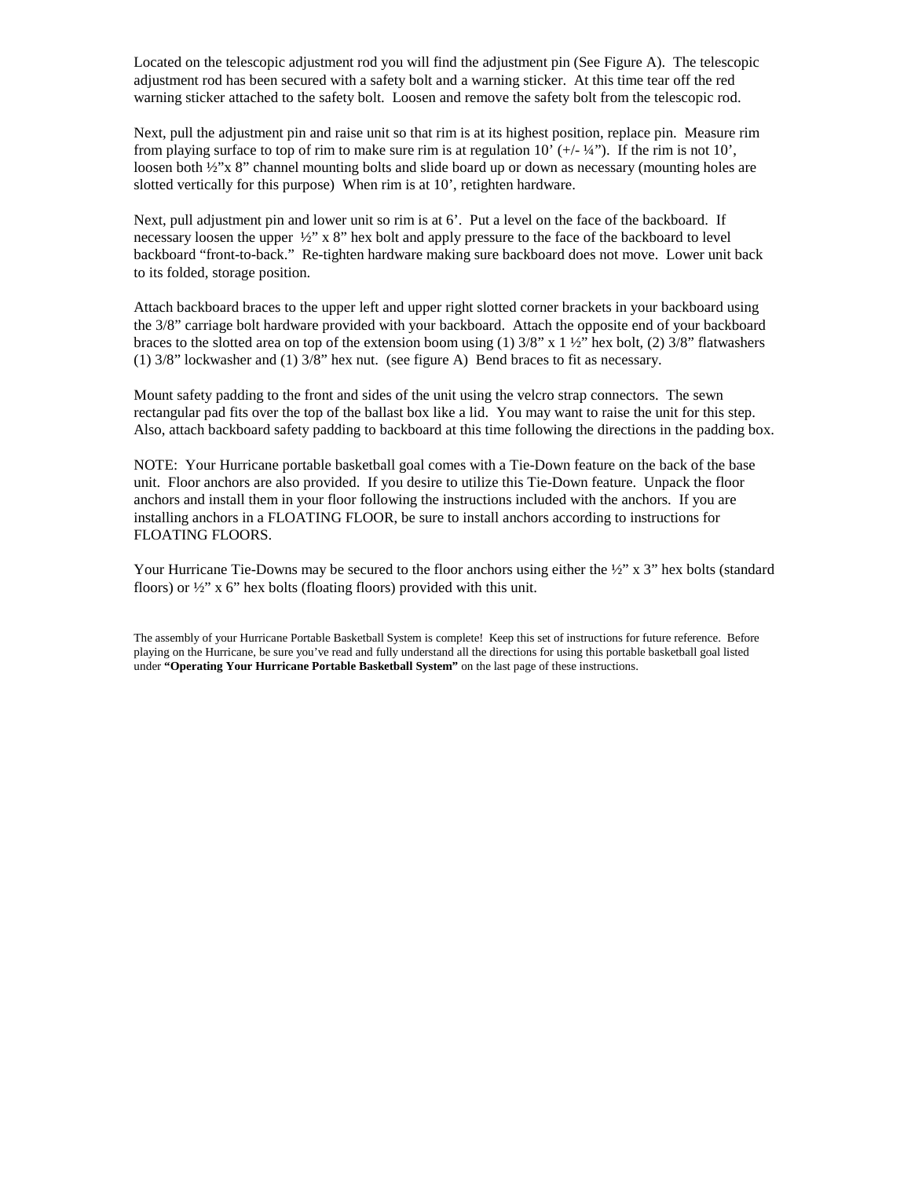Located on the telescopic adjustment rod you will find the adjustment pin (See Figure A). The telescopic adjustment rod has been secured with a safety bolt and a warning sticker. At this time tear off the red warning sticker attached to the safety bolt. Loosen and remove the safety bolt from the telescopic rod.

Next, pull the adjustment pin and raise unit so that rim is at its highest position, replace pin. Measure rim from playing surface to top of rim to make sure rim is at regulation 10' (+/- ¼"). If the rim is not 10', loosen both ½"x 8" channel mounting bolts and slide board up or down as necessary (mounting holes are slotted vertically for this purpose) When rim is at 10', retighten hardware.

Next, pull adjustment pin and lower unit so rim is at 6'. Put a level on the face of the backboard. If necessary loosen the upper ½" x 8" hex bolt and apply pressure to the face of the backboard to level backboard "front-to-back." Re-tighten hardware making sure backboard does not move. Lower unit back to its folded, storage position.

Attach backboard braces to the upper left and upper right slotted corner brackets in your backboard using the 3/8" carriage bolt hardware provided with your backboard. Attach the opposite end of your backboard braces to the slotted area on top of the extension boom using (1) 3/8" x 1 ½" hex bolt, (2) 3/8" flatwashers (1) 3/8" lockwasher and (1) 3/8" hex nut. (see figure A) Bend braces to fit as necessary.

Mount safety padding to the front and sides of the unit using the velcro strap connectors. The sewn rectangular pad fits over the top of the ballast box like a lid. You may want to raise the unit for this step. Also, attach backboard safety padding to backboard at this time following the directions in the padding box.

NOTE: Your Hurricane portable basketball goal comes with a Tie-Down feature on the back of the base unit. Floor anchors are also provided. If you desire to utilize this Tie-Down feature. Unpack the floor anchors and install them in your floor following the instructions included with the anchors. If you are installing anchors in a FLOATING FLOOR, be sure to install anchors according to instructions for FLOATING FLOORS.

Your Hurricane Tie-Downs may be secured to the floor anchors using either the ½" x 3" hex bolts (standard floors) or ½" x 6" hex bolts (floating floors) provided with this unit.

The assembly of your Hurricane Portable Basketball System is complete! Keep this set of instructions for future reference. Before playing on the Hurricane, be sure you've read and fully understand all the directions for using this portable basketball goal listed under **"Operating Your Hurricane Portable Basketball System"** on the last page of these instructions.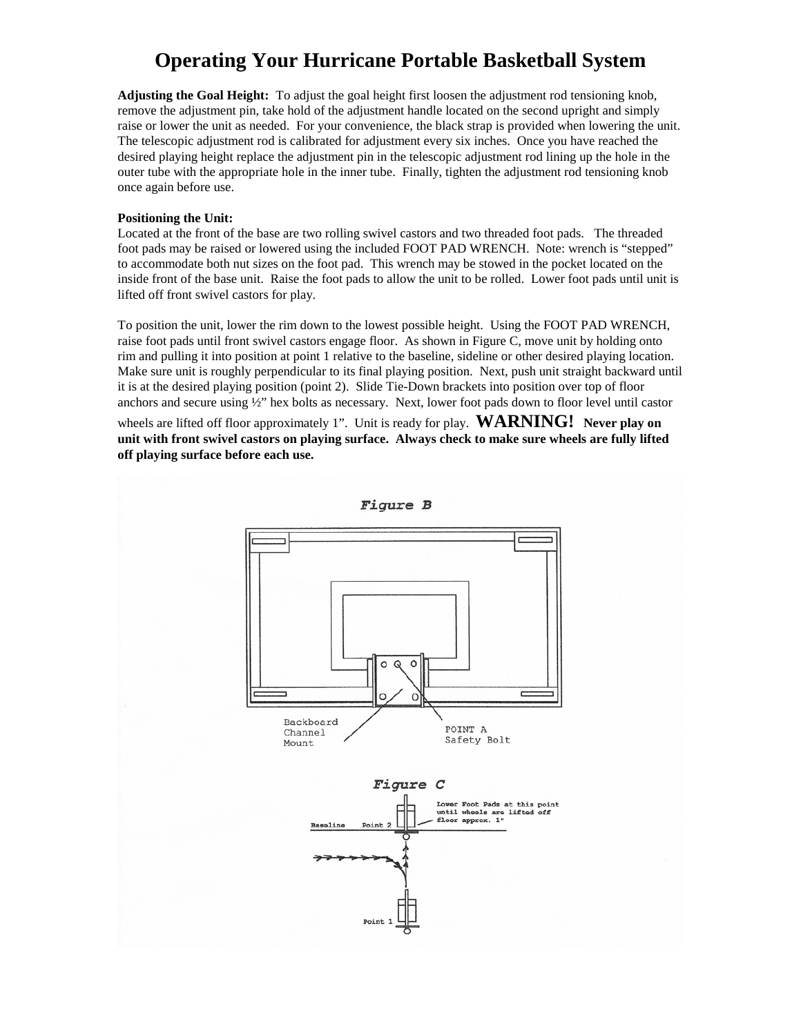# Operating Your Hurricane Portable Basketball System

**Adjusting the Goal Height:** To adjust the goal height first loosen the adjustment rod tensioning knob, remove the adjustment pin, take hold of the adjustment handle located on the second upright and simply raise or lower the unit as needed. For your convenience, the black strap is provided when lowering the unit. The telescopic adjustment rod is calibrated for adjustment every six inches. Once you have reached the desired playing height replace the adjustment pin in the telescopic adjustment rod lining up the hole in the outer tube with the appropriate hole in the inner tube. Finally, tighten the adjustment rod tensioning knob once again before use.

**Positioning the Unit:**
Located at the front of the base are two rolling swivel castors and two threaded foot pads. The threaded foot pads may be raised or lowered using the included FOOT PAD WRENCH. Note: wrench is "stepped" to accommodate both nut sizes on the foot pad. This wrench may be stowed in the pocket located on the inside front of the base unit. Raise the foot pads to allow the unit to be rolled. Lower foot pads until unit is lifted off front swivel castors for play.

To position the unit, lower the rim down to the lowest possible height. Using the FOOT PAD WRENCH, raise foot pads until front swivel castors engage floor. As shown in Figure C, move unit by holding onto rim and pulling it into position at point 1 relative to the baseline, sideline or other desired playing location. Make sure unit is roughly perpendicular to its final playing position. Next, push unit straight backward until it is at the desired playing position (point 2). Slide Tie-Down brackets into position over top of floor anchors and secure using ½" hex bolts as necessary. Next, lower foot pads down to floor level until castor wheels are lifted off floor approximately 1". Unit is ready for play. **WARNING! Never play on unit with front swivel castors on playing surface. Always check to make sure wheels are fully lifted off playing surface before each use.**

*Figure B*

Backboard Channel Mount

POINT A
Safety Bolt

*Figure C*

Lower Foot Pads at this point until wheels are lifted off floor approx. 1"

Baseline

Point 2

Point 1